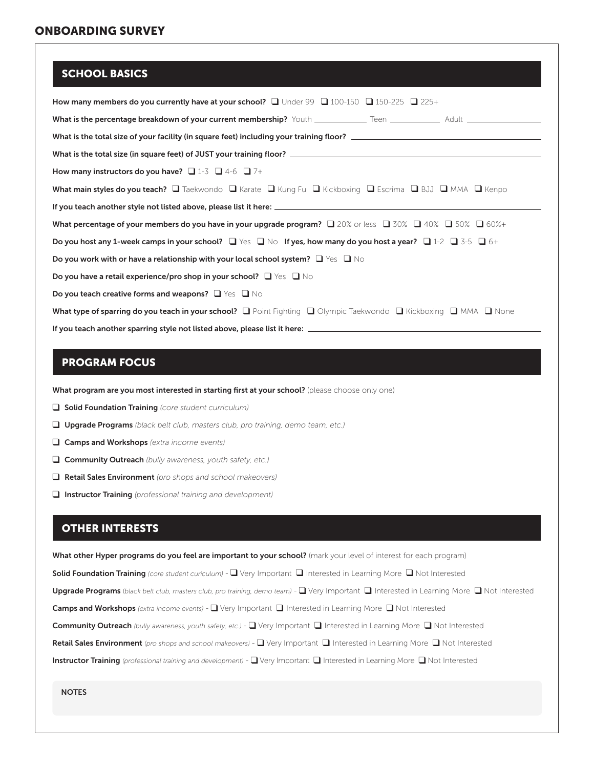# ONBOARDING SURVEY

## SCHOOL BASICS

**How many members do you currently have at your school?** ❑ Under 99 ❑ 100-150 ❑ 150-225 ❑ 225+

**What is the percentage breakdown of your current membership?** Youth \_\_\_\_\_\_\_\_ Teen \_\_\_\_\_\_\_\_ Adult \_\_\_\_\_\_\_\_

**What is the total size of your facility (in square feet) including your training floor?** \_\_\_\_\_\_\_\_

**What is the total size (in square feet) of JUST your training floor?** \_\_\_\_\_\_\_\_

**How many instructors do you have?** ❑ 1-3 ❑ 4-6 ❑ 7+

**What main styles do you teach?** ❑ Taekwondo ❑ Karate ❑ Kung Fu ❑ Kickboxing ❑ Escrima ❑ BJJ ❑ MMA ❑ Kenpo

**If you teach another style not listed above, please list it here:** \_\_\_\_\_\_\_\_

**What percentage of your members do you have in your upgrade program?** ❑ 20% or less ❑ 30% ❑ 40% ❑ 50% ❑ 60%+

**Do you host any 1-week camps in your school?** ❑ Yes ❑ No **If yes, how many do you host a year?** ❑ 1-2 ❑ 3-5 ❑ 6+

**Do you work with or have a relationship with your local school system?** ❑ Yes ❑ No

**Do you have a retail experience/pro shop in your school?** ❑ Yes ❑ No

**Do you teach creative forms and weapons?** ❑ Yes ❑ No

**What type of sparring do you teach in your school?** ❑ Point Fighting ❑ Olympic Taekwondo ❑ Kickboxing ❑ MMA ❑ None

**If you teach another sparring style not listed above, please list it here:** \_\_\_\_\_\_\_\_

## PROGRAM FOCUS

**What program are you most interested in starting first at your school?** (please choose only one)

- ❑ **Solid Foundation Training** *(core student curriculum)*
- ❑ **Upgrade Programs** *(black belt club, masters club, pro training, demo team, etc.)*
- ❑ **Camps and Workshops** *(extra income events)*
- ❑ **Community Outreach** *(bully awareness, youth safety, etc.)*
- ❑ **Retail Sales Environment** *(pro shops and school makeovers)*
- ❑ **Instructor Training** *(professional training and development)*

## OTHER INTERESTS

**What other Hyper programs do you feel are important to your school?** (mark your level of interest for each program)

**Solid Foundation Training** *(core student curiculum)* - ❑ Very Important ❑ Interested in Learning More ❑ Not Interested

**Upgrade Programs** *(black belt club, masters club, pro training, demo team)* - ❑ Very Important ❑ Interested in Learning More ❑ Not Interested

**Camps and Workshops** *(extra income events)* - ❑ Very Important ❑ Interested in Learning More ❑ Not Interested

**Community Outreach** *(bully awareness, youth safety, etc.)* - ❑ Very Important ❑ Interested in Learning More ❑ Not Interested

**Retail Sales Environment** *(pro shops and school makeovers)* - ❑ Very Important ❑ Interested in Learning More ❑ Not Interested

**Instructor Training** *(professional training and development)* - ❑ Very Important ❑ Interested in Learning More ❑ Not Interested

NOTES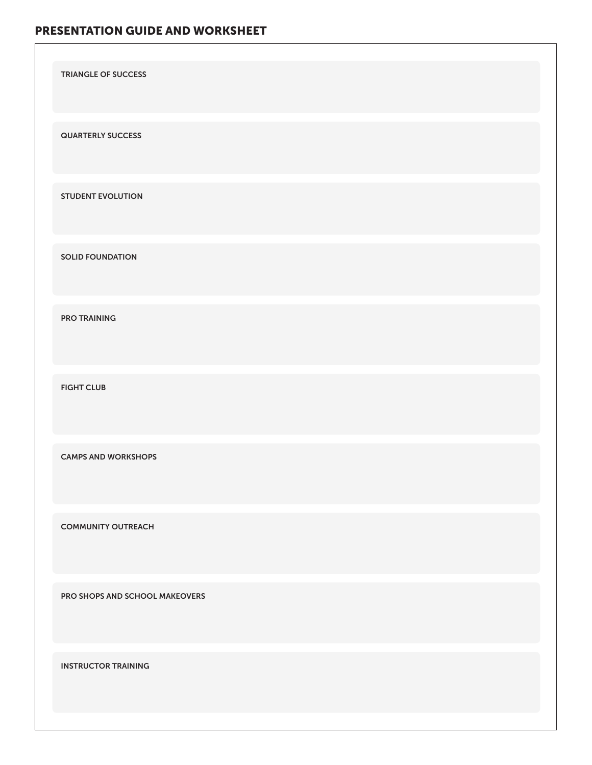## PRESENTATION GUIDE AND WORKSHEET

**TRIANGLE OF SUCCESS**

**QUARTERLY SUCCESS**

**STUDENT EVOLUTION**

**SOLID FOUNDATION**

**PRO TRAINING**

**FIGHT CLUB**

**CAMPS AND WORKSHOPS**

**COMMUNITY OUTREACH**

**PRO SHOPS AND SCHOOL MAKEOVERS**

**INSTRUCTOR TRAINING**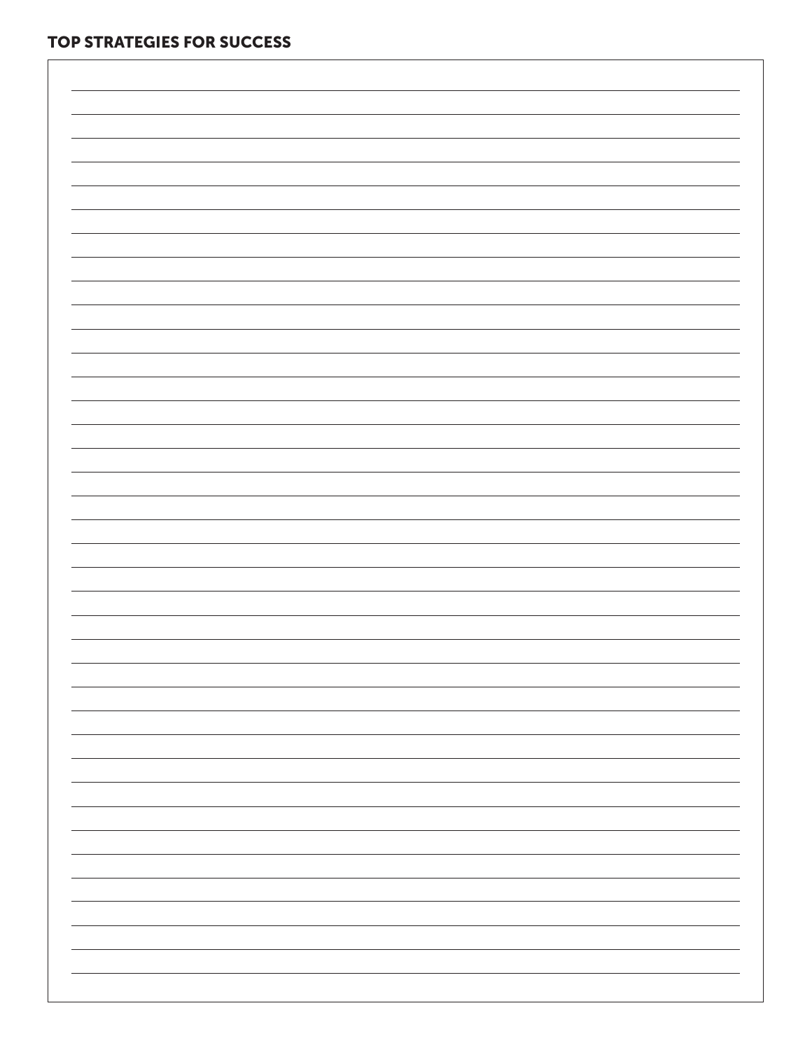## TOP STRATEGIES FOR SUCCESS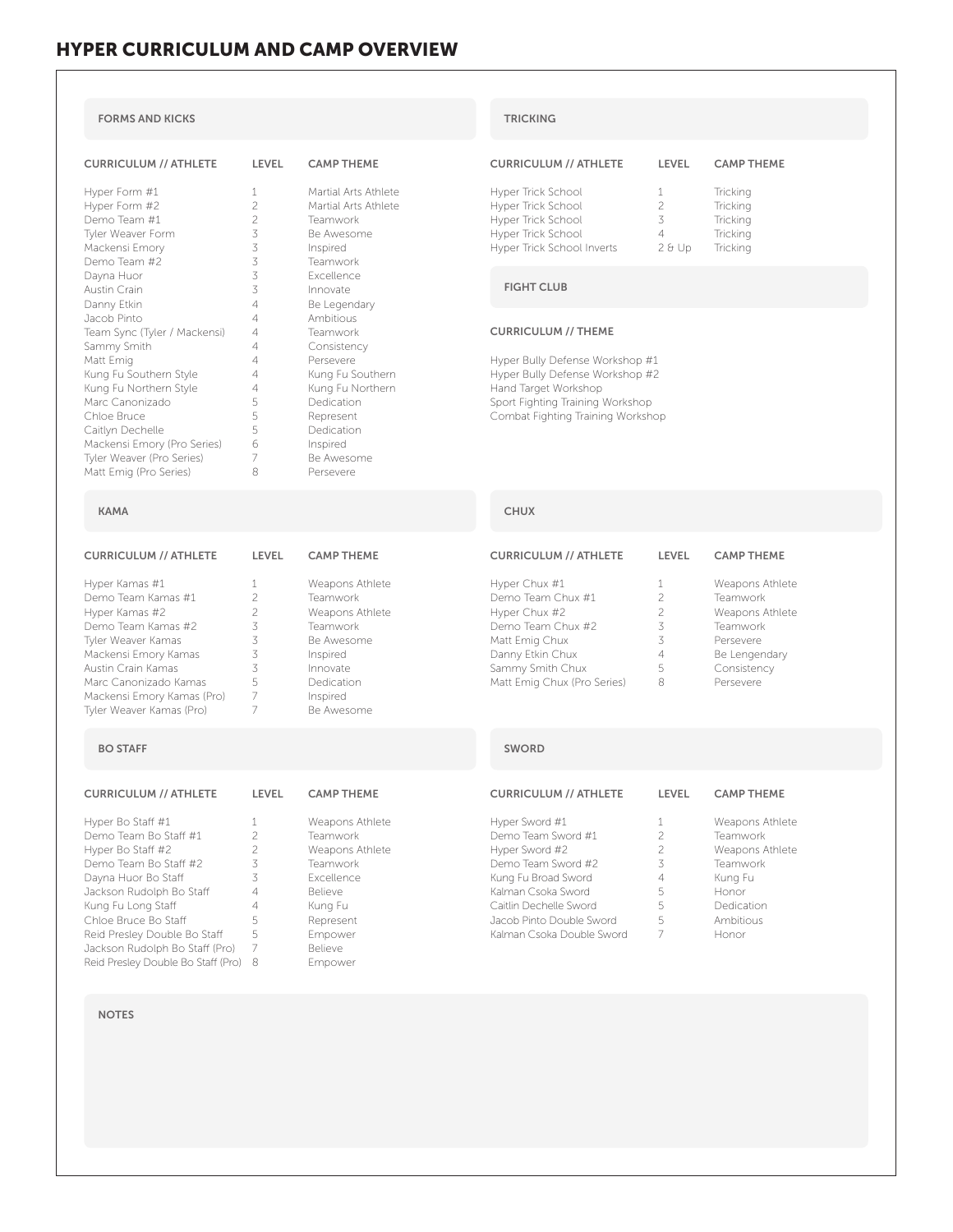# HYPER CURRICULUM AND CAMP OVERVIEW

## FORMS AND KICKS

| CURRICULUM // ATHLETE | LEVEL | CAMP THEME |
|---|---|---|
| Hyper Form #1 | 1 | Martial Arts Athlete |
| Hyper Form #2 | 2 | Martial Arts Athlete |
| Demo Team #1 | 2 | Teamwork |
| Tyler Weaver Form | 3 | Be Awesome |
| Mackensi Emory | 3 | Inspired |
| Demo Team #2 | 3 | Teamwork |
| Dayna Huor | 3 | Excellence |
| Austin Crain | 3 | Innovate |
| Danny Etkin | 4 | Be Legendary |
| Jacob Pinto | 4 | Ambitious |
| Team Sync (Tyler / Mackensi) | 4 | Teamwork |
| Sammy Smith | 4 | Consistency |
| Matt Emig | 4 | Persevere |
| Kung Fu Southern Style | 4 | Kung Fu Southern |
| Kung Fu Northern Style | 4 | Kung Fu Northern |
| Marc Canonizado | 5 | Dedication |
| Chloe Bruce | 5 | Represent |
| Caitlyn Dechelle | 5 | Dedication |
| Mackensi Emory (Pro Series) | 6 | Inspired |
| Tyler Weaver (Pro Series) | 7 | Be Awesome |
| Matt Emig (Pro Series) | 8 | Persevere |

## TRICKING

| CURRICULUM // ATHLETE | LEVEL | CAMP THEME |
|---|---|---|
| Hyper Trick School | 1 | Tricking |
| Hyper Trick School | 2 | Tricking |
| Hyper Trick School | 3 | Tricking |
| Hyper Trick School | 4 | Tricking |
| Hyper Trick School Inverts | 2 & Up | Tricking |

## FIGHT CLUB

**CURRICULUM // THEME**

- Hyper Bully Defense Workshop #1
- Hyper Bully Defense Workshop #2
- Hand Target Workshop
- Sport Fighting Training Workshop
- Combat Fighting Training Workshop

## KAMA

| CURRICULUM // ATHLETE | LEVEL | CAMP THEME |
|---|---|---|
| Hyper Kamas #1 | 1 | Weapons Athlete |
| Demo Team Kamas #1 | 2 | Teamwork |
| Hyper Kamas #2 | 2 | Weapons Athlete |
| Demo Team Kamas #2 | 3 | Teamwork |
| Tyler Weaver Kamas | 3 | Be Awesome |
| Mackensi Emory Kamas | 3 | Inspired |
| Austin Crain Kamas | 3 | Innovate |
| Marc Canonizado Kamas | 5 | Dedication |
| Mackensi Emory Kamas (Pro) | 7 | Inspired |
| Tyler Weaver Kamas (Pro) | 7 | Be Awesome |

## CHUX

| CURRICULUM // ATHLETE | LEVEL | CAMP THEME |
|---|---|---|
| Hyper Chux #1 | 1 | Weapons Athlete |
| Demo Team Chux #1 | 2 | Teamwork |
| Hyper Chux #2 | 2 | Weapons Athlete |
| Demo Team Chux #2 | 3 | Teamwork |
| Matt Emig Chux | 3 | Persevere |
| Danny Etkin Chux | 4 | Be Lengendary |
| Sammy Smith Chux | 5 | Consistency |
| Matt Emig Chux (Pro Series) | 8 | Persevere |

## BO STAFF

| CURRICULUM // ATHLETE | LEVEL | CAMP THEME |
|---|---|---|
| Hyper Bo Staff #1 | 1 | Weapons Athlete |
| Demo Team Bo Staff #1 | 2 | Teamwork |
| Hyper Bo Staff #2 | 2 | Weapons Athlete |
| Demo Team Bo Staff #2 | 3 | Teamwork |
| Dayna Huor Bo Staff | 3 | Excellence |
| Jackson Rudolph Bo Staff | 4 | Believe |
| Kung Fu Long Staff | 4 | Kung Fu |
| Chloe Bruce Bo Staff | 5 | Represent |
| Reid Presley Double Bo Staff | 5 | Empower |
| Jackson Rudolph Bo Staff (Pro) | 7 | Believe |
| Reid Presley Double Bo Staff (Pro) | 8 | Empower |

## SWORD

| CURRICULUM // ATHLETE | LEVEL | CAMP THEME |
|---|---|---|
| Hyper Sword #1 | 1 | Weapons Athlete |
| Demo Team Sword #1 | 2 | Teamwork |
| Hyper Sword #2 | 2 | Weapons Athlete |
| Demo Team Sword #2 | 3 | Teamwork |
| Kung Fu Broad Sword | 4 | Kung Fu |
| Kalman Csoka Sword | 5 | Honor |
| Caitlin Dechelle Sword | 5 | Dedication |
| Jacob Pinto Double Sword | 5 | Ambitious |
| Kalman Csoka Double Sword | 7 | Honor |

## NOTES